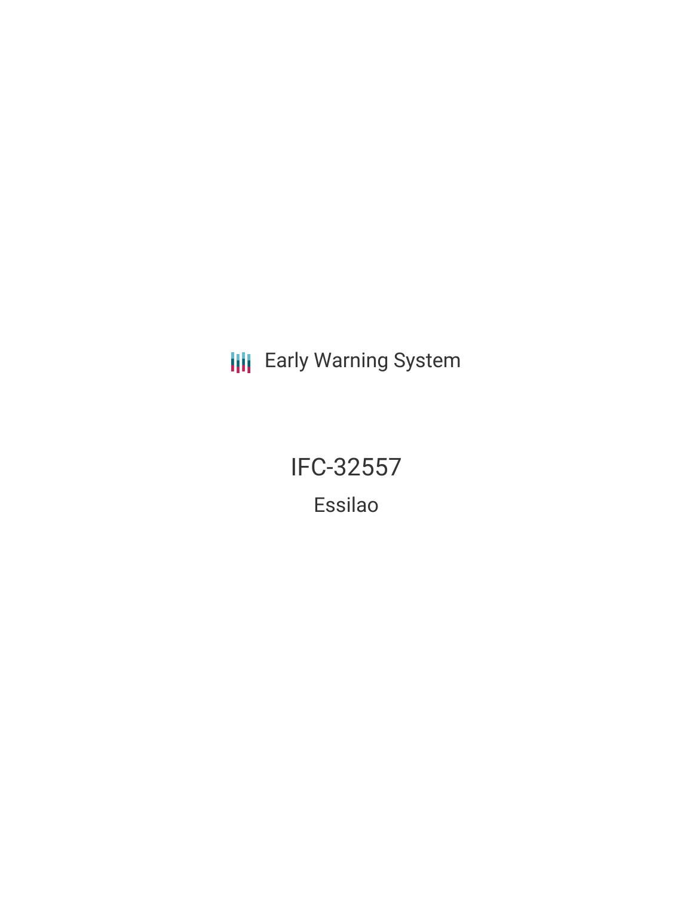Early Warning System

# IFC-32557

## Essilao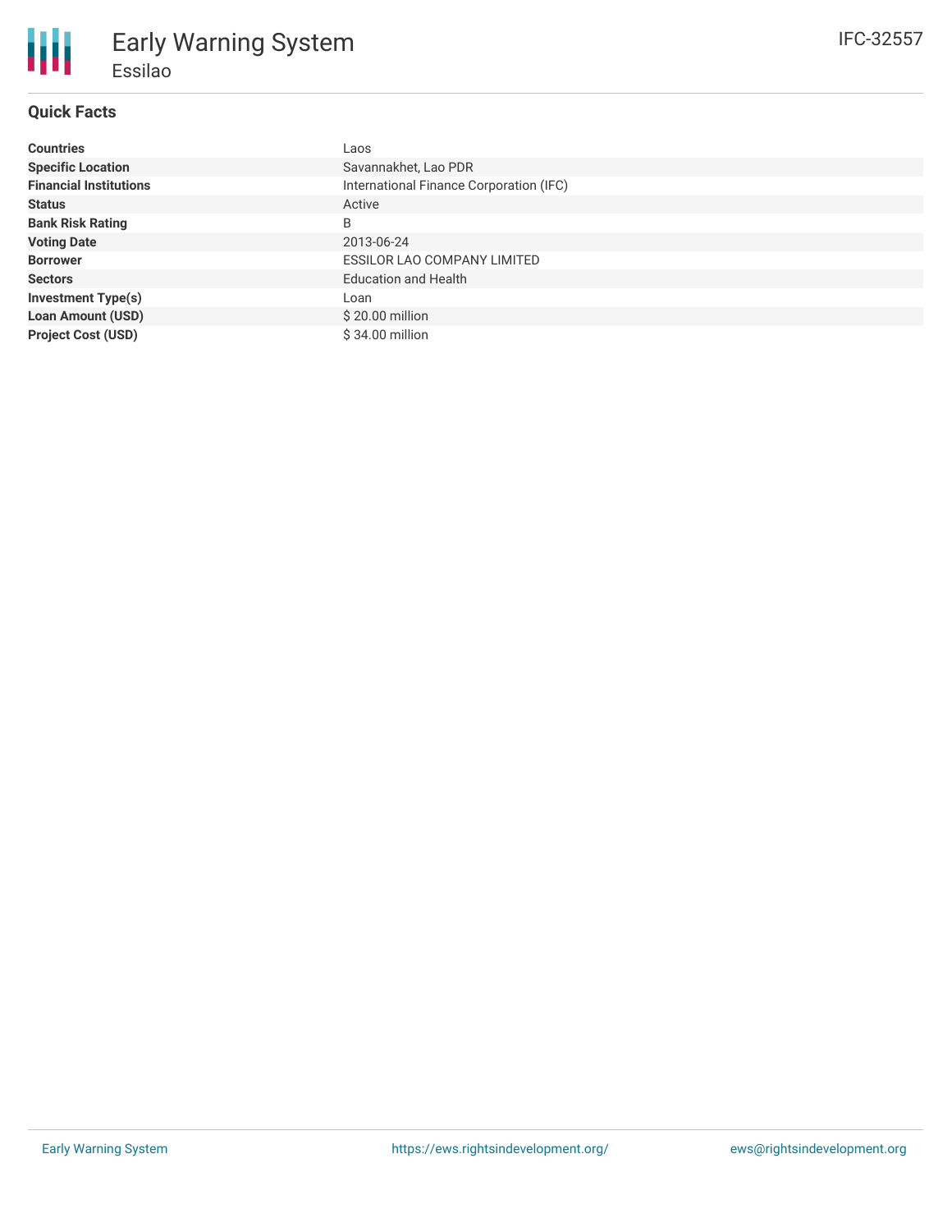# Early Warning System

## Essilao

IFC-32557

### Quick Facts

| | |
|---|---|
| **Countries** | Laos |
| **Specific Location** | Savannakhet, Lao PDR |
| **Financial Institutions** | International Finance Corporation (IFC) |
| **Status** | Active |
| **Bank Risk Rating** | B |
| **Voting Date** | 2013-06-24 |
| **Borrower** | ESSILOR LAO COMPANY LIMITED |
| **Sectors** | Education and Health |
| **Investment Type(s)** | Loan |
| **Loan Amount (USD)** | $ 20.00 million |
| **Project Cost (USD)** | $ 34.00 million |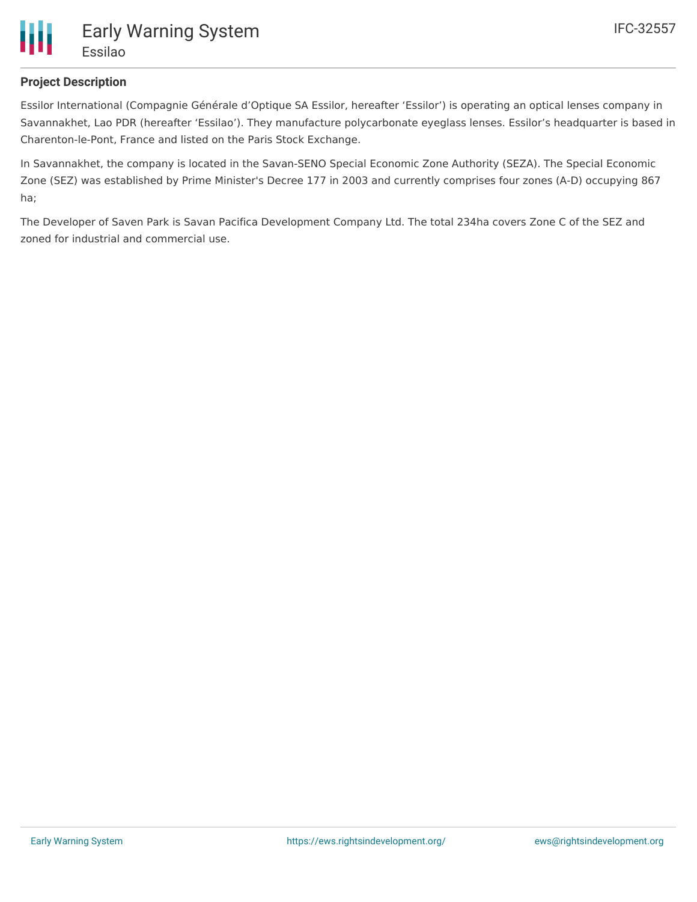## Project Description

Essilor International (Compagnie Générale d'Optique SA Essilor, hereafter 'Essilor') is operating an optical lenses company in Savannakhet, Lao PDR (hereafter 'Essilao'). They manufacture polycarbonate eyeglass lenses. Essilor's headquarter is based in Charenton-le-Pont, France and listed on the Paris Stock Exchange.

In Savannakhet, the company is located in the Savan-SENO Special Economic Zone Authority (SEZA). The Special Economic Zone (SEZ) was established by Prime Minister's Decree 177 in 2003 and currently comprises four zones (A-D) occupying 867 ha;

The Developer of Saven Park is Savan Pacifica Development Company Ltd. The total 234ha covers Zone C of the SEZ and zoned for industrial and commercial use.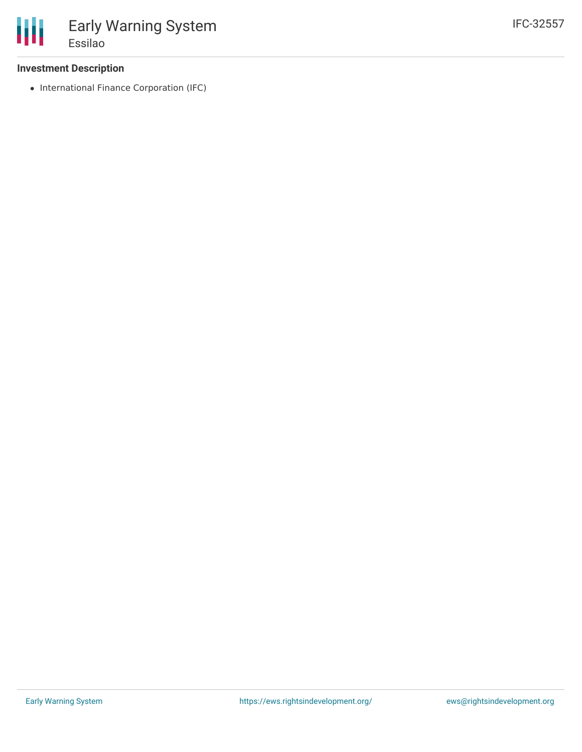**Investment Description**

- International Finance Corporation (IFC)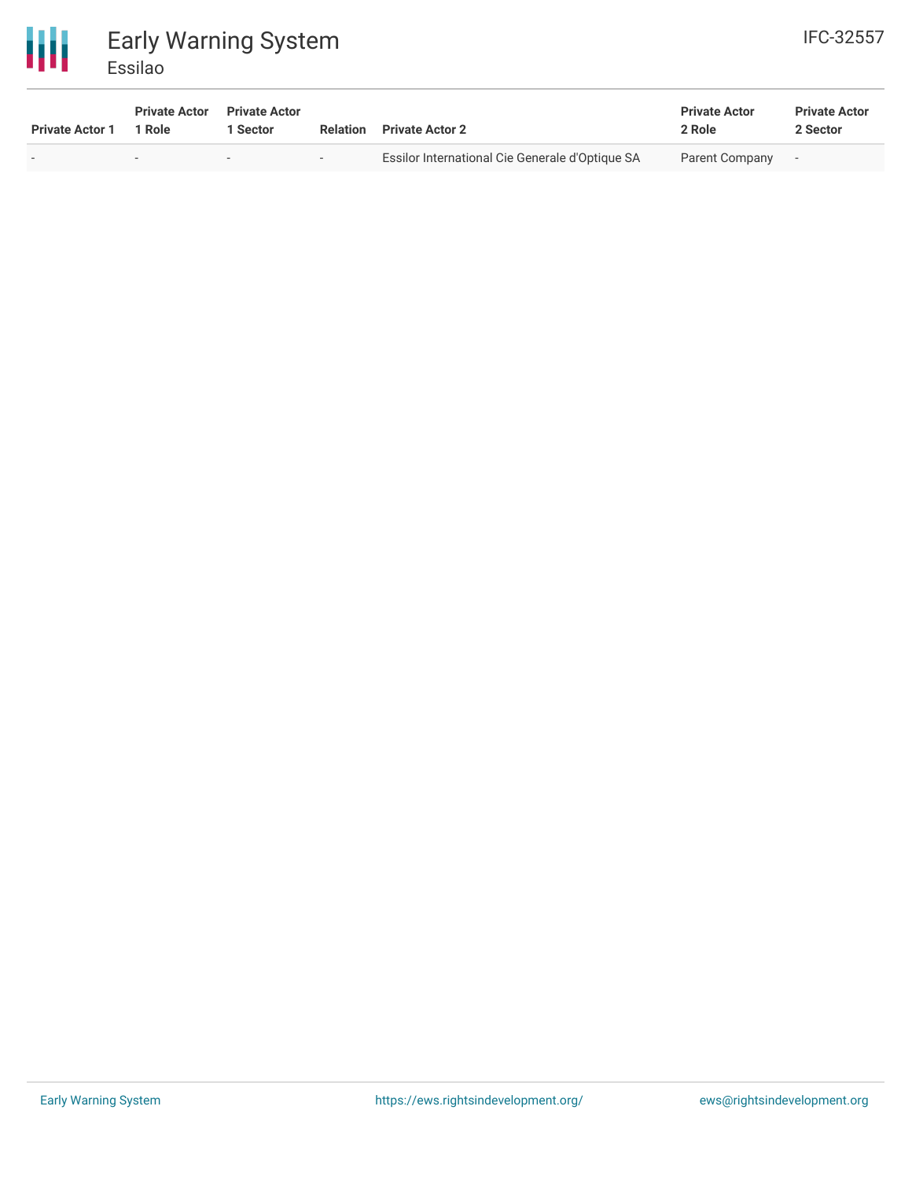| Private Actor 1 | Private Actor 1 Role | Private Actor 1 Sector | Relation | Private Actor 2 | Private Actor 2 Role | Private Actor 2 Sector |
|---|---|---|---|---|---|---|
| - | - | - | - | Essilor International Cie Generale d'Optique SA | Parent Company | - |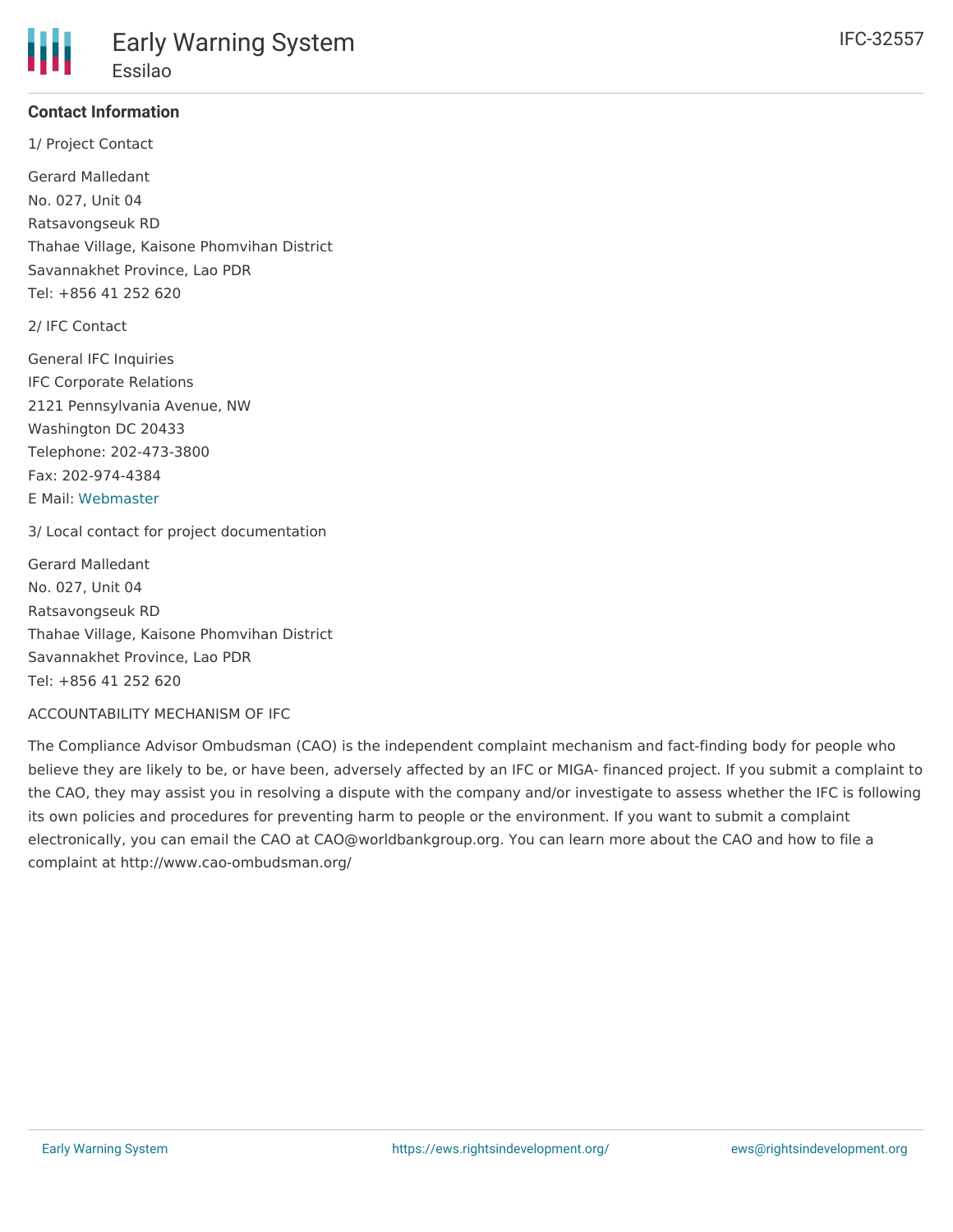**Contact Information**

1/ Project Contact

Gerard Malledant
No. 027, Unit 04
Ratsavongseuk RD
Thahae Village, Kaisone Phomvihan District
Savannakhet Province, Lao PDR
Tel: +856 41 252 620

2/ IFC Contact

General IFC Inquiries
IFC Corporate Relations
2121 Pennsylvania Avenue, NW
Washington DC 20433
Telephone: 202-473-3800
Fax: 202-974-4384
E Mail: Webmaster

3/ Local contact for project documentation

Gerard Malledant
No. 027, Unit 04
Ratsavongseuk RD
Thahae Village, Kaisone Phomvihan District
Savannakhet Province, Lao PDR
Tel: +856 41 252 620

ACCOUNTABILITY MECHANISM OF IFC

The Compliance Advisor Ombudsman (CAO) is the independent complaint mechanism and fact-finding body for people who believe they are likely to be, or have been, adversely affected by an IFC or MIGA- financed project. If you submit a complaint to the CAO, they may assist you in resolving a dispute with the company and/or investigate to assess whether the IFC is following its own policies and procedures for preventing harm to people or the environment. If you want to submit a complaint electronically, you can email the CAO at CAO@worldbankgroup.org. You can learn more about the CAO and how to file a complaint at http://www.cao-ombudsman.org/